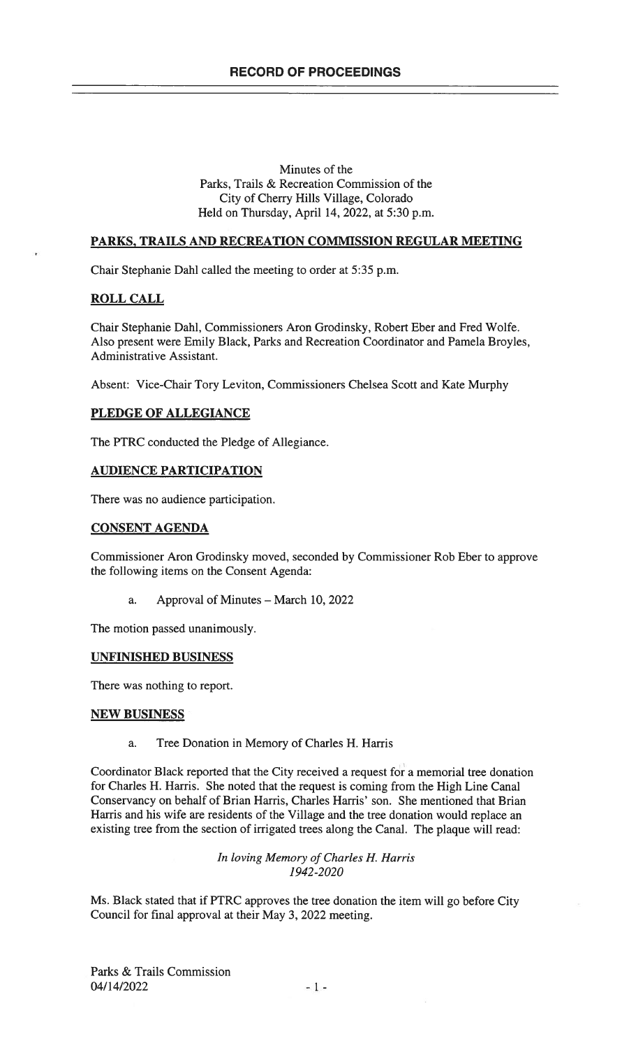# RECORD OF PROCEEDINGS

Minutes of the
Parks, Trails & Recreation Commission of the
City of Cherry Hills Village, Colorado
Held on Thursday, April 14, 2022, at 5:30 p.m.

## PARKS, TRAILS AND RECREATION COMMISSION REGULAR MEETING

Chair Stephanie Dahl called the meeting to order at 5:35 p.m.

## ROLL CALL

Chair Stephanie Dahl, Commissioners Aron Grodinsky, Robert Eber and Fred Wolfe. Also present were Emily Black, Parks and Recreation Coordinator and Pamela Broyles, Administrative Assistant.

Absent: Vice-Chair Tory Leviton, Commissioners Chelsea Scott and Kate Murphy

## PLEDGE OF ALLEGIANCE

The PTRC conducted the Pledge of Allegiance.

## AUDIENCE PARTICIPATION

There was no audience participation.

## CONSENT AGENDA

Commissioner Aron Grodinsky moved, seconded by Commissioner Rob Eber to approve the following items on the Consent Agenda:

a. Approval of Minutes – March 10, 2022

The motion passed unanimously.

## UNFINISHED BUSINESS

There was nothing to report.

## NEW BUSINESS

a. Tree Donation in Memory of Charles H. Harris

Coordinator Black reported that the City received a request for a memorial tree donation for Charles H. Harris. She noted that the request is coming from the High Line Canal Conservancy on behalf of Brian Harris, Charles Harris' son. She mentioned that Brian Harris and his wife are residents of the Village and the tree donation would replace an existing tree from the section of irrigated trees along the Canal. The plaque will read:

*In loving Memory of Charles H. Harris*
*1942-2020*

Ms. Black stated that if PTRC approves the tree donation the item will go before City Council for final approval at their May 3, 2022 meeting.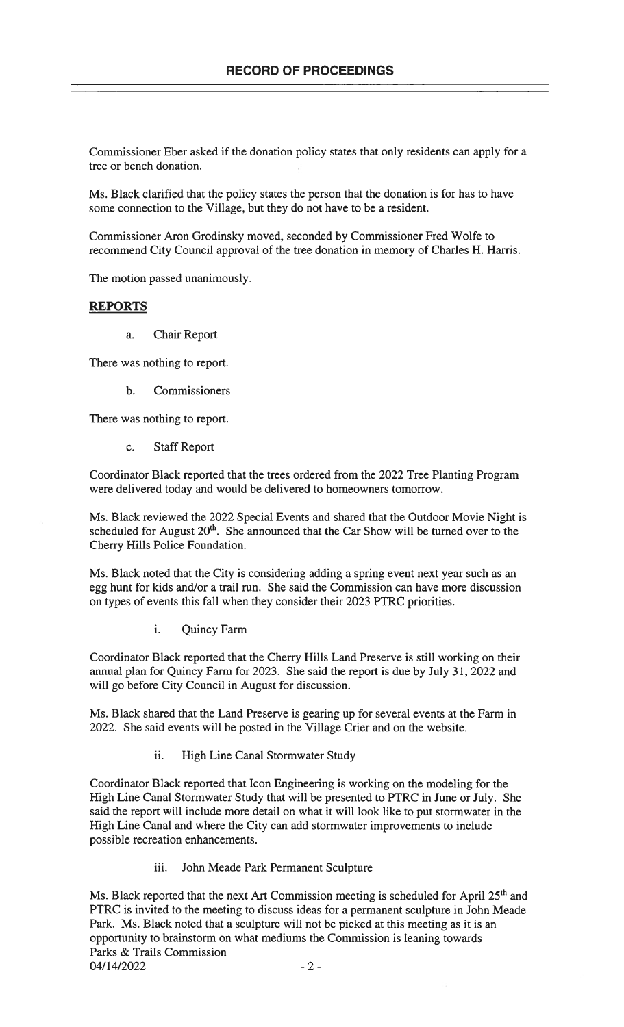Commissioner Eber asked if the donation policy states that only residents can apply for a tree or bench donation.

Ms. Black clarified that the policy states the person that the donation is for has to have some connection to the Village, but they do not have to be a resident.

Commissioner Aron Grodinsky moved, seconded by Commissioner Fred Wolfe to recommend City Council approval of the tree donation in memory of Charles H. Harris.

The motion passed unanimously.

## REPORTS

a. Chair Report

There was nothing to report.

b. Commissioners

There was nothing to report.

c. Staff Report

Coordinator Black reported that the trees ordered from the 2022 Tree Planting Program were delivered today and would be delivered to homeowners tomorrow.

Ms. Black reviewed the 2022 Special Events and shared that the Outdoor Movie Night is scheduled for August 20th. She announced that the Car Show will be turned over to the Cherry Hills Police Foundation.

Ms. Black noted that the City is considering adding a spring event next year such as an egg hunt for kids and/or a trail run. She said the Commission can have more discussion on types of events this fall when they consider their 2023 PTRC priorities.

i. Quincy Farm

Coordinator Black reported that the Cherry Hills Land Preserve is still working on their annual plan for Quincy Farm for 2023. She said the report is due by July 31, 2022 and will go before City Council in August for discussion.

Ms. Black shared that the Land Preserve is gearing up for several events at the Farm in 2022. She said events will be posted in the Village Crier and on the website.

ii. High Line Canal Stormwater Study

Coordinator Black reported that Icon Engineering is working on the modeling for the High Line Canal Stormwater Study that will be presented to PTRC in June or July. She said the report will include more detail on what it will look like to put stormwater in the High Line Canal and where the City can add stormwater improvements to include possible recreation enhancements.

iii. John Meade Park Permanent Sculpture

Ms. Black reported that the next Art Commission meeting is scheduled for April 25th and PTRC is invited to the meeting to discuss ideas for a permanent sculpture in John Meade Park. Ms. Black noted that a sculpture will not be picked at this meeting as it is an opportunity to brainstorm on what mediums the Commission is leaning towards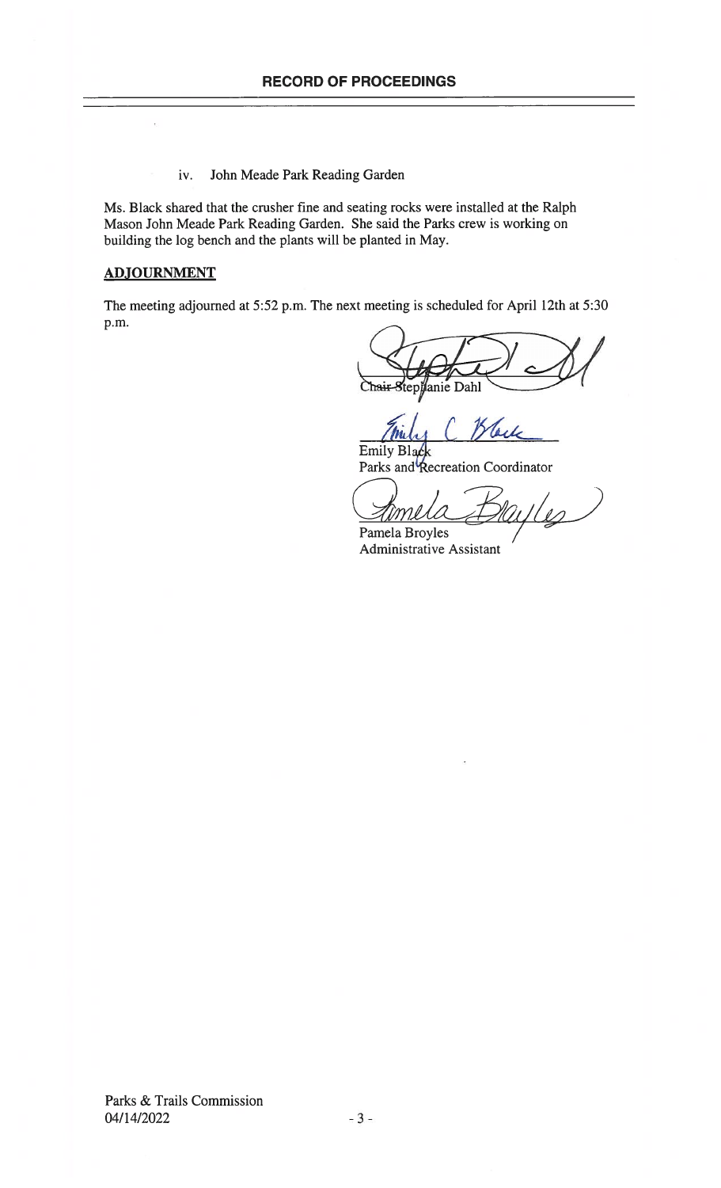iv. John Meade Park Reading Garden

Ms. Black shared that the crusher fine and seating rocks were installed at the Ralph Mason John Meade Park Reading Garden. She said the Parks crew is working on building the log bench and the plants will be planted in May.

## ADJOURNMENT

The meeting adjourned at 5:52 p.m. The next meeting is scheduled for April 12th at 5:30 p.m.

~~Chair~~ Stephanie Dahl

Emily Black
Parks and Recreation Coordinator

Pamela Broyles
Administrative Assistant

Parks & Trails Commission
04/14/2022